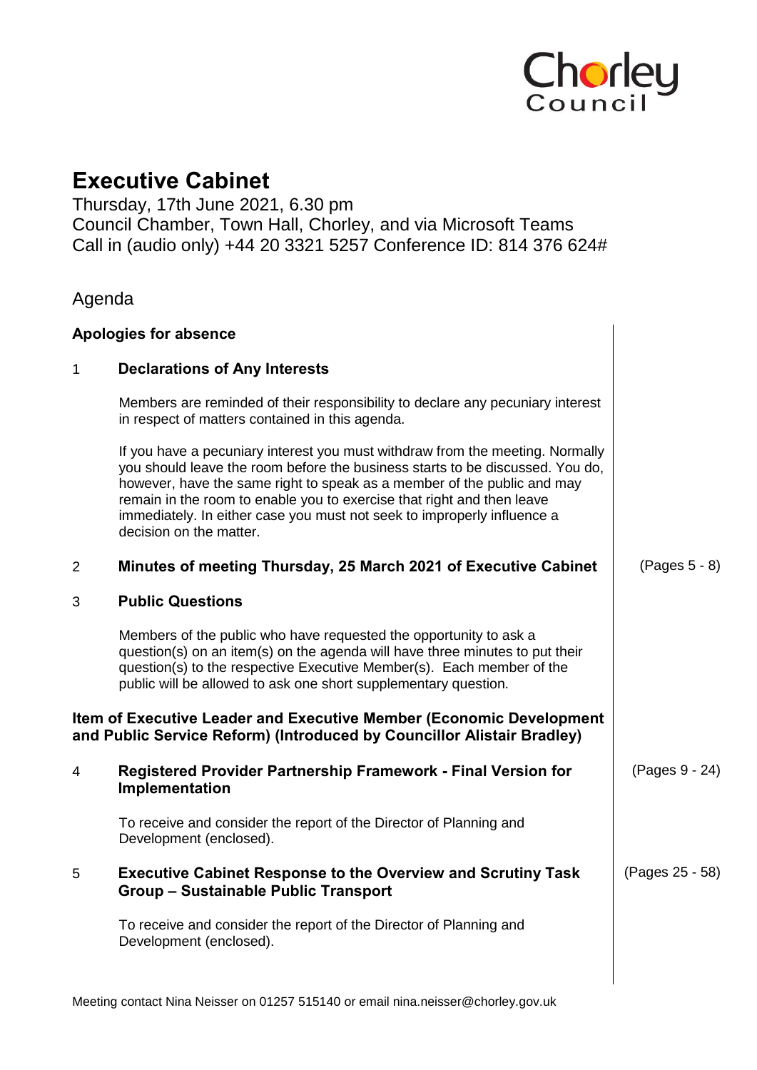Chorley Council

# Executive Cabinet

Thursday, 17th June 2021, 6.30 pm
Council Chamber, Town Hall, Chorley, and via Microsoft Teams
Call in (audio only) +44 20 3321 5257 Conference ID: 814 376 624#

## Agenda

**Apologies for absence**

1 **Declarations of Any Interests**

Members are reminded of their responsibility to declare any pecuniary interest in respect of matters contained in this agenda.

If you have a pecuniary interest you must withdraw from the meeting. Normally you should leave the room before the business starts to be discussed. You do, however, have the same right to speak as a member of the public and may remain in the room to enable you to exercise that right and then leave immediately. In either case you must not seek to improperly influence a decision on the matter.

2 **Minutes of meeting Thursday, 25 March 2021 of Executive Cabinet** (Pages 5 - 8)

3 **Public Questions**

Members of the public who have requested the opportunity to ask a question(s) on an item(s) on the agenda will have three minutes to put their question(s) to the respective Executive Member(s). Each member of the public will be allowed to ask one short supplementary question.

**Item of Executive Leader and Executive Member (Economic Development and Public Service Reform) (Introduced by Councillor Alistair Bradley)**

4 **Registered Provider Partnership Framework - Final Version for Implementation** (Pages 9 - 24)

To receive and consider the report of the Director of Planning and Development (enclosed).

5 **Executive Cabinet Response to the Overview and Scrutiny Task Group – Sustainable Public Transport** (Pages 25 - 58)

To receive and consider the report of the Director of Planning and Development (enclosed).

Meeting contact Nina Neisser on 01257 515140 or email nina.neisser@chorley.gov.uk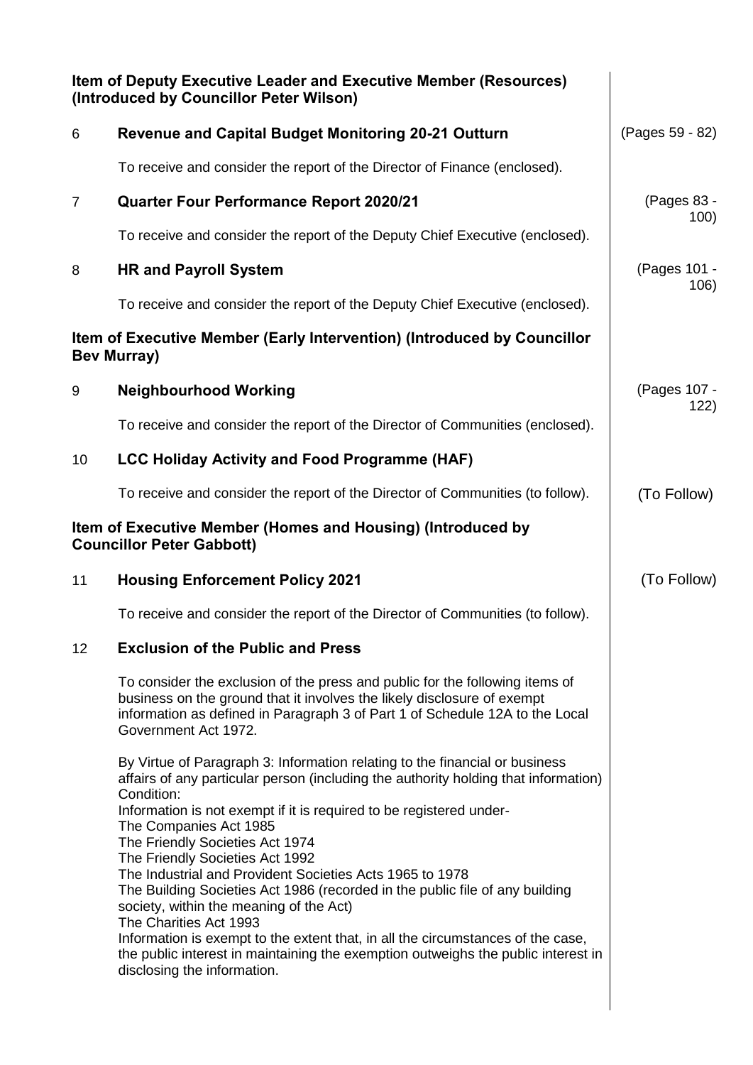**Item of Deputy Executive Leader and Executive Member (Resources) (Introduced by Councillor Peter Wilson)**

| | | |
|---|---|---|
| 6 | **Revenue and Capital Budget Monitoring 20-21 Outturn**<br><br>To receive and consider the report of the Director of Finance (enclosed). | (Pages 59 - 82) |
| 7 | **Quarter Four Performance Report 2020/21**<br><br>To receive and consider the report of the Deputy Chief Executive (enclosed). | (Pages 83 - 100) |
| 8 | **HR and Payroll System**<br><br>To receive and consider the report of the Deputy Chief Executive (enclosed). | (Pages 101 - 106) |

**Item of Executive Member (Early Intervention) (Introduced by Councillor Bev Murray)**

| | | |
|---|---|---|
| 9 | **Neighbourhood Working**<br><br>To receive and consider the report of the Director of Communities (enclosed). | (Pages 107 - 122) |
| 10 | **LCC Holiday Activity and Food Programme (HAF)**<br><br>To receive and consider the report of the Director of Communities (to follow). | (To Follow) |

**Item of Executive Member (Homes and Housing) (Introduced by Councillor Peter Gabbott)**

| | | |
|---|---|---|
| 11 | **Housing Enforcement Policy 2021**<br><br>To receive and consider the report of the Director of Communities (to follow). | (To Follow) |

12 **Exclusion of the Public and Press**

To consider the exclusion of the press and public for the following items of business on the ground that it involves the likely disclosure of exempt information as defined in Paragraph 3 of Part 1 of Schedule 12A to the Local Government Act 1972.

By Virtue of Paragraph 3: Information relating to the financial or business affairs of any particular person (including the authority holding that information)
Condition:
Information is not exempt if it is required to be registered under-
The Companies Act 1985
The Friendly Societies Act 1974
The Friendly Societies Act 1992
The Industrial and Provident Societies Acts 1965 to 1978
The Building Societies Act 1986 (recorded in the public file of any building society, within the meaning of the Act)
The Charities Act 1993
Information is exempt to the extent that, in all the circumstances of the case, the public interest in maintaining the exemption outweighs the public interest in disclosing the information.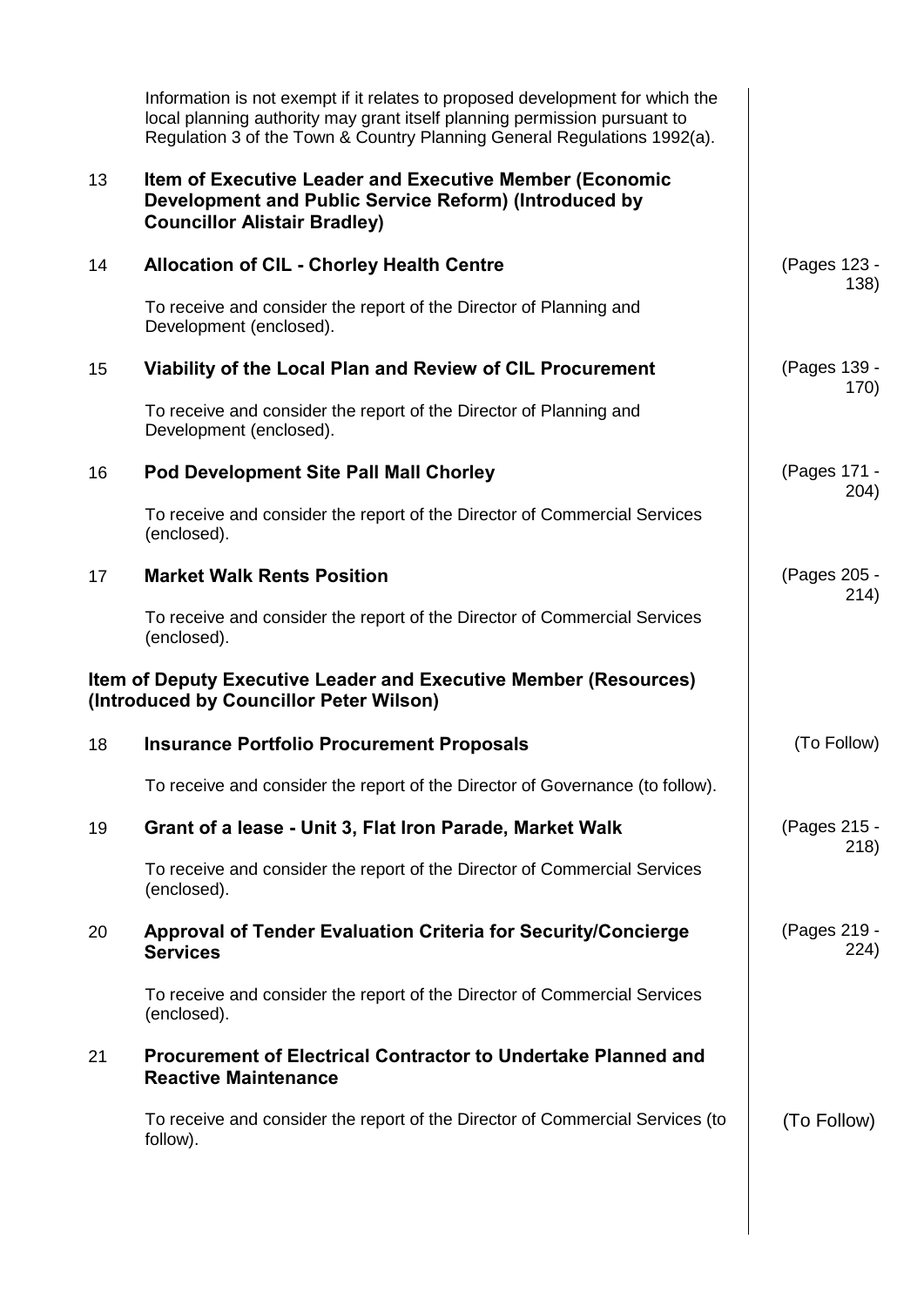Information is not exempt if it relates to proposed development for which the local planning authority may grant itself planning permission pursuant to Regulation 3 of the Town & Country Planning General Regulations 1992(a).

| | | |
|---|---|---|
| 13 | **Item of Executive Leader and Executive Member (Economic Development and Public Service Reform) (Introduced by Councillor Alistair Bradley)** | |
| 14 | **Allocation of CIL - Chorley Health Centre**<br><br>To receive and consider the report of the Director of Planning and Development (enclosed). | (Pages 123 - 138) |
| 15 | **Viability of the Local Plan and Review of CIL Procurement**<br><br>To receive and consider the report of the Director of Planning and Development (enclosed). | (Pages 139 - 170) |
| 16 | **Pod Development Site Pall Mall Chorley**<br><br>To receive and consider the report of the Director of Commercial Services (enclosed). | (Pages 171 - 204) |
| 17 | **Market Walk Rents Position**<br><br>To receive and consider the report of the Director of Commercial Services (enclosed). | (Pages 205 - 214) |

**Item of Deputy Executive Leader and Executive Member (Resources) (Introduced by Councillor Peter Wilson)**

| | | |
|---|---|---|
| 18 | **Insurance Portfolio Procurement Proposals**<br><br>To receive and consider the report of the Director of Governance (to follow). | (To Follow) |
| 19 | **Grant of a lease - Unit 3, Flat Iron Parade, Market Walk**<br><br>To receive and consider the report of the Director of Commercial Services (enclosed). | (Pages 215 - 218) |
| 20 | **Approval of Tender Evaluation Criteria for Security/Concierge Services**<br><br>To receive and consider the report of the Director of Commercial Services (enclosed). | (Pages 219 - 224) |
| 21 | **Procurement of Electrical Contractor to Undertake Planned and Reactive Maintenance**<br><br>To receive and consider the report of the Director of Commercial Services (to follow). | (To Follow) |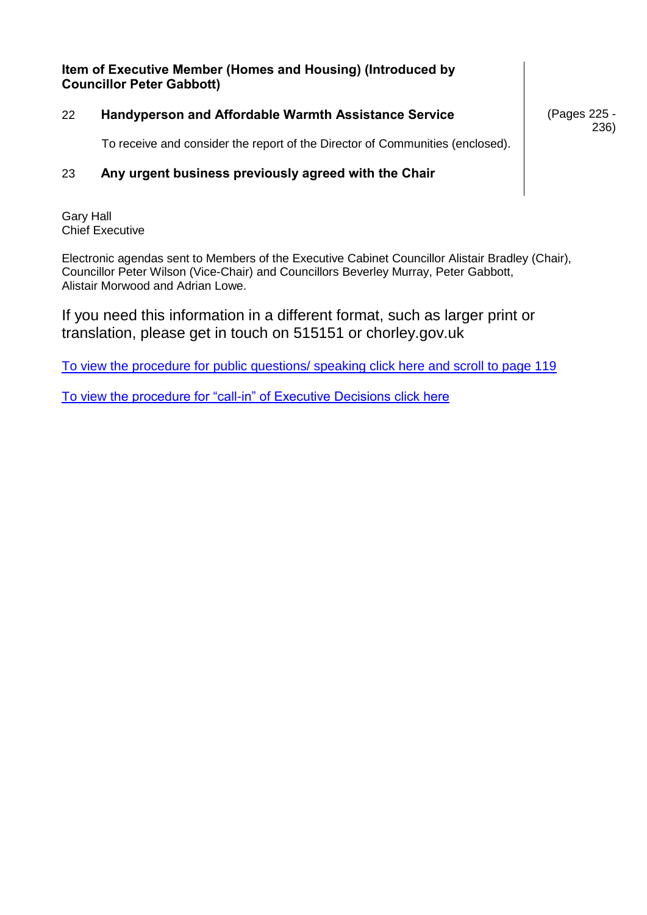**Item of Executive Member (Homes and Housing) (Introduced by Councillor Peter Gabbott)**

| | | |
|---|---|---|
| 22 | **Handyperson and Affordable Warmth Assistance Service**<br><br>To receive and consider the report of the Director of Communities (enclosed). | (Pages 225 - 236) |
| 23 | **Any urgent business previously agreed with the Chair** | |

Gary Hall
Chief Executive

Electronic agendas sent to Members of the Executive Cabinet Councillor Alistair Bradley (Chair), Councillor Peter Wilson (Vice-Chair) and Councillors Beverley Murray, Peter Gabbott, Alistair Morwood and Adrian Lowe.

If you need this information in a different format, such as larger print or translation, please get in touch on 515151 or chorley.gov.uk

To view the procedure for public questions/ speaking click here and scroll to page 119

To view the procedure for "call-in" of Executive Decisions click here